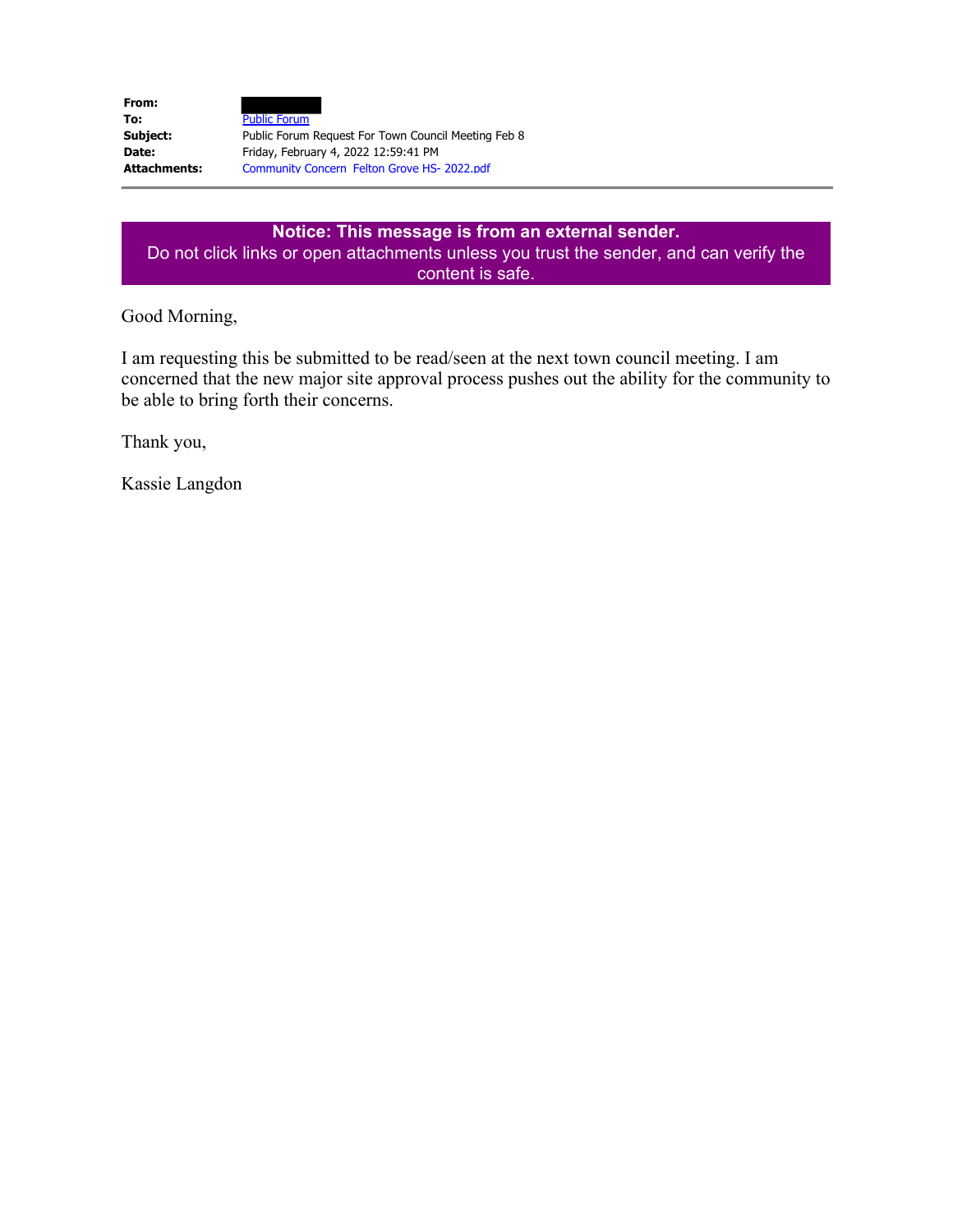|  |  |
| --- | --- |
| **From:** | |
| **To:** | Public Forum |
| **Subject:** | Public Forum Request For Town Council Meeting Feb 8 |
| **Date:** | Friday, February 4, 2022 12:59:41 PM |
| **Attachments:** | Community Concern Felton Grove HS- 2022.pdf |

---

**Notice: This message is from an external sender.**
Do not click links or open attachments unless you trust the sender, and can verify the content is safe.

Good Morning,

I am requesting this be submitted to be read/seen at the next town council meeting. I am concerned that the new major site approval process pushes out the ability for the community to be able to bring forth their concerns.

Thank you,

Kassie Langdon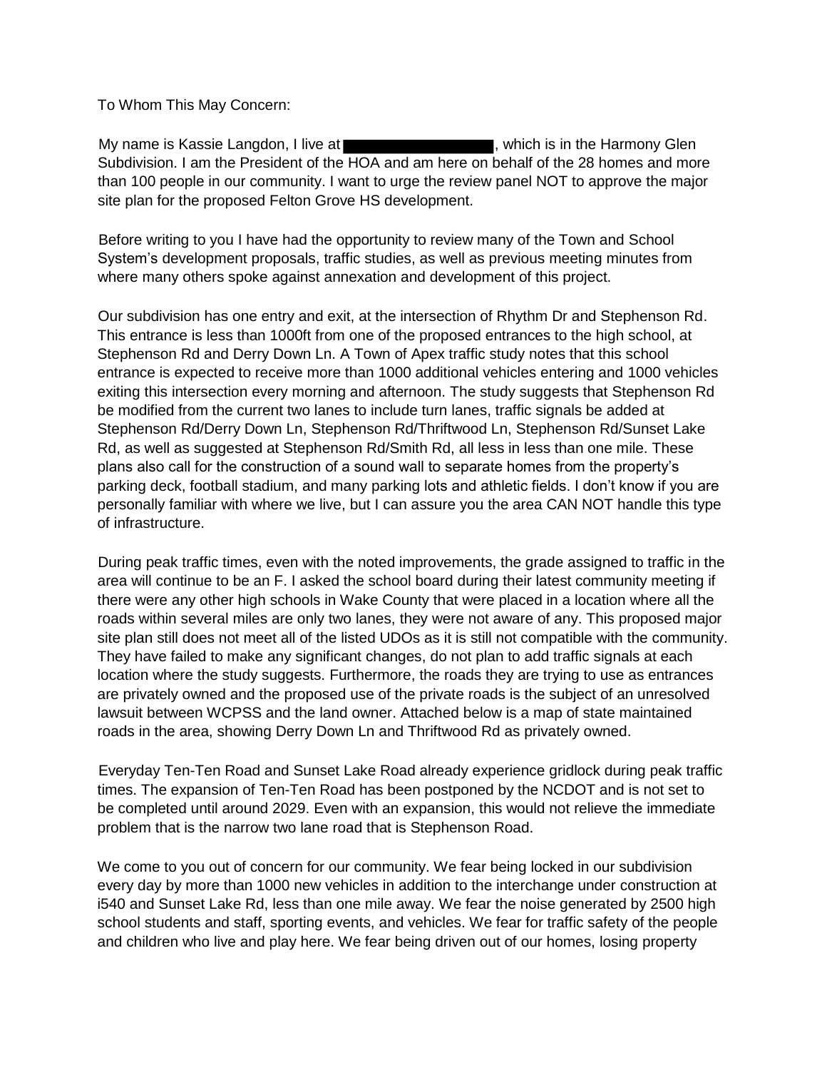To Whom This May Concern:

My name is Kassie Langdon, I live at ██████████, which is in the Harmony Glen Subdivision. I am the President of the HOA and am here on behalf of the 28 homes and more than 100 people in our community. I want to urge the review panel NOT to approve the major site plan for the proposed Felton Grove HS development.

Before writing to you I have had the opportunity to review many of the Town and School System's development proposals, traffic studies, as well as previous meeting minutes from where many others spoke against annexation and development of this project.

Our subdivision has one entry and exit, at the intersection of Rhythm Dr and Stephenson Rd. This entrance is less than 1000ft from one of the proposed entrances to the high school, at Stephenson Rd and Derry Down Ln. A Town of Apex traffic study notes that this school entrance is expected to receive more than 1000 additional vehicles entering and 1000 vehicles exiting this intersection every morning and afternoon. The study suggests that Stephenson Rd be modified from the current two lanes to include turn lanes, traffic signals be added at Stephenson Rd/Derry Down Ln, Stephenson Rd/Thriftwood Ln, Stephenson Rd/Sunset Lake Rd, as well as suggested at Stephenson Rd/Smith Rd, all less in less than one mile. These plans also call for the construction of a sound wall to separate homes from the property's parking deck, football stadium, and many parking lots and athletic fields. I don't know if you are personally familiar with where we live, but I can assure you the area CAN NOT handle this type of infrastructure.

During peak traffic times, even with the noted improvements, the grade assigned to traffic in the area will continue to be an F. I asked the school board during their latest community meeting if there were any other high schools in Wake County that were placed in a location where all the roads within several miles are only two lanes, they were not aware of any. This proposed major site plan still does not meet all of the listed UDOs as it is still not compatible with the community. They have failed to make any significant changes, do not plan to add traffic signals at each location where the study suggests. Furthermore, the roads they are trying to use as entrances are privately owned and the proposed use of the private roads is the subject of an unresolved lawsuit between WCPSS and the land owner. Attached below is a map of state maintained roads in the area, showing Derry Down Ln and Thriftwood Rd as privately owned.

Everyday Ten-Ten Road and Sunset Lake Road already experience gridlock during peak traffic times. The expansion of Ten-Ten Road has been postponed by the NCDOT and is not set to be completed until around 2029. Even with an expansion, this would not relieve the immediate problem that is the narrow two lane road that is Stephenson Road.

We come to you out of concern for our community. We fear being locked in our subdivision every day by more than 1000 new vehicles in addition to the interchange under construction at i540 and Sunset Lake Rd, less than one mile away. We fear the noise generated by 2500 high school students and staff, sporting events, and vehicles. We fear for traffic safety of the people and children who live and play here. We fear being driven out of our homes, losing property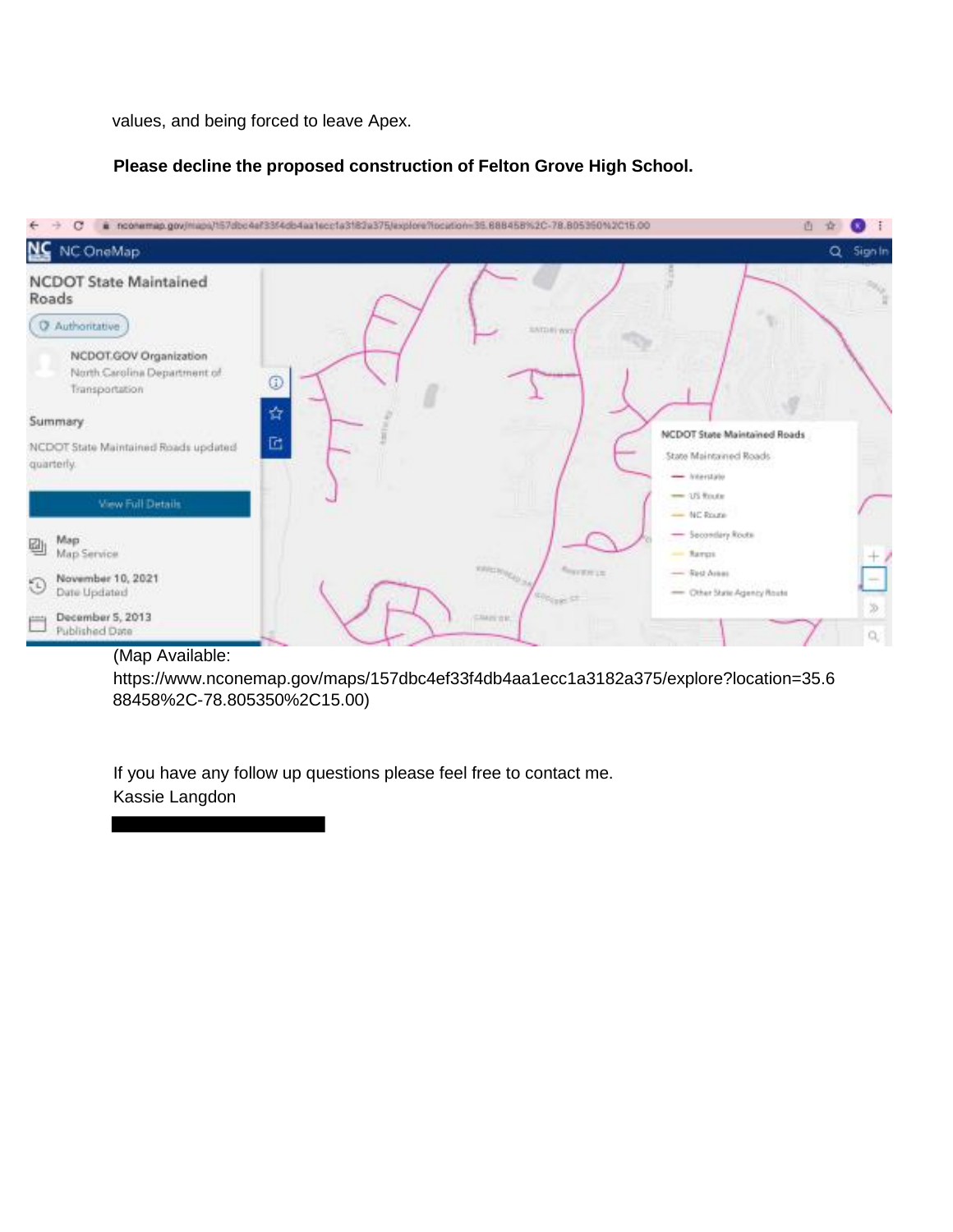values, and being forced to leave Apex.

**Please decline the proposed construction of Felton Grove High School.**

(Map Available: https://www.nconemap.gov/maps/157dbc4ef33f4db4aa1ecc1a3182a375/explore?location=35.688458%2C-78.805350%2C15.00)

If you have any follow up questions please feel free to contact me.
Kassie Langdon